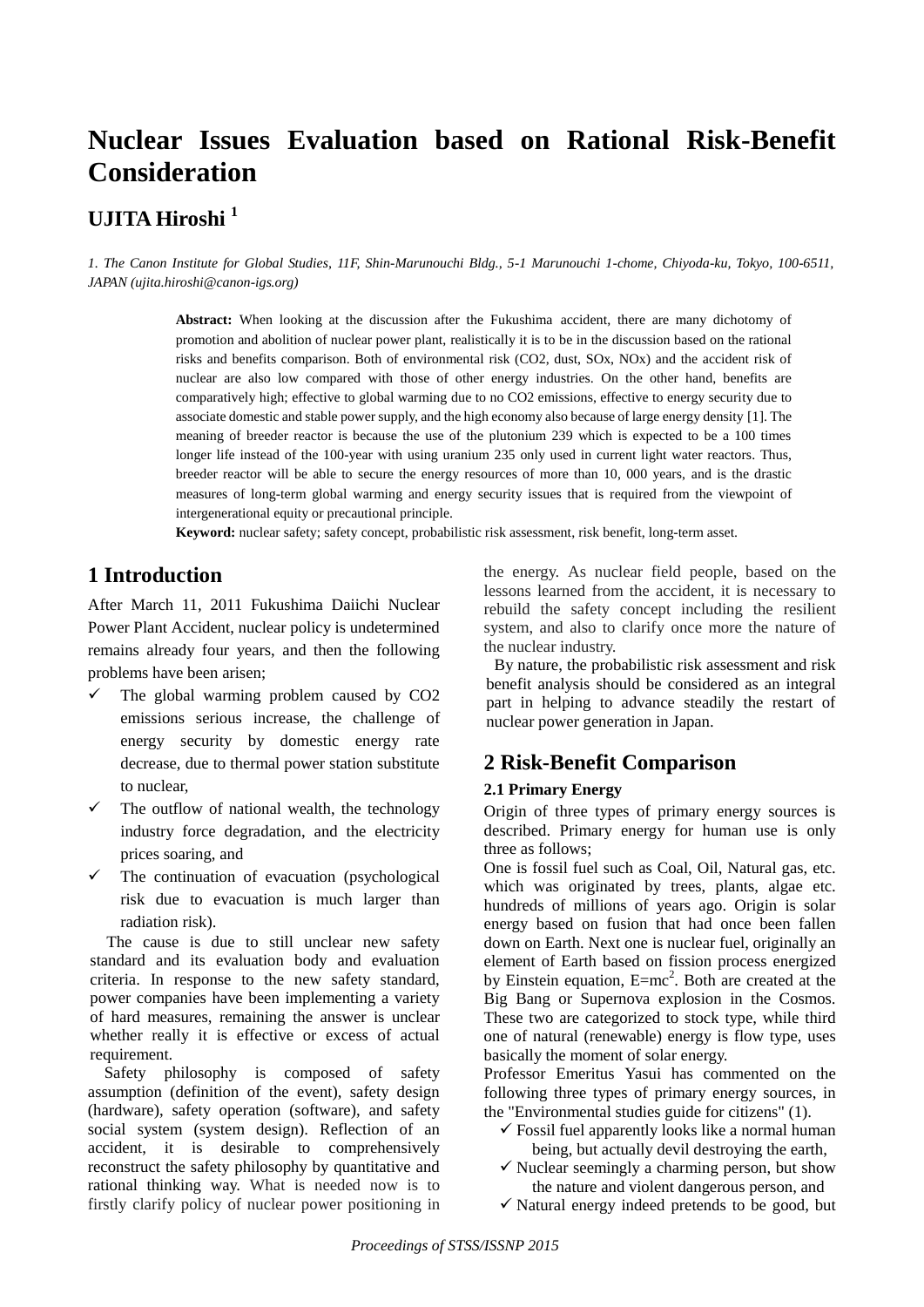# Nuclear Issues Evaluation based on Rational Risk-Benefit Consideration

**UJITA Hiroshi [1]**

*1. The Canon Institute for Global Studies, 11F, Shin-Marunouchi Bldg., 5-1 Marunouchi 1-chome, Chiyoda-ku, Tokyo, 100-6511, JAPAN (ujita.hiroshi@canon-igs.org)*

**Abstract:** When looking at the discussion after the Fukushima accident, there are many dichotomy of promotion and abolition of nuclear power plant, realistically it is to be in the discussion based on the rational risks and benefits comparison. Both of environmental risk (CO2, dust, SOx, NOx) and the accident risk of nuclear are also low compared with those of other energy industries. On the other hand, benefits are comparatively high; effective to global warming due to no CO2 emissions, effective to energy security due to associate domestic and stable power supply, and the high economy also because of large energy density [1]. The meaning of breeder reactor is because the use of the plutonium 239 which is expected to be a 100 times longer life instead of the 100-year with using uranium 235 only used in current light water reactors. Thus, breeder reactor will be able to secure the energy resources of more than 10, 000 years, and is the drastic measures of long-term global warming and energy security issues that is required from the viewpoint of intergenerational equity or precautional principle.

**Keyword:** nuclear safety; safety concept, probabilistic risk assessment, risk benefit, long-term asset.

## 1 Introduction

After March 11, 2011 Fukushima Daiichi Nuclear Power Plant Accident, nuclear policy is undetermined remains already four years, and then the following problems have been arisen;

- ✓ The global warming problem caused by CO2 emissions serious increase, the challenge of energy security by domestic energy rate decrease, due to thermal power station substitute to nuclear,
- ✓ The outflow of national wealth, the technology industry force degradation, and the electricity prices soaring, and
- ✓ The continuation of evacuation (psychological risk due to evacuation is much larger than radiation risk).

The cause is due to still unclear new safety standard and its evaluation body and evaluation criteria. In response to the new safety standard, power companies have been implementing a variety of hard measures, remaining the answer is unclear whether really it is effective or excess of actual requirement.

Safety philosophy is composed of safety assumption (definition of the event), safety design (hardware), safety operation (software), and safety social system (system design). Reflection of an accident, it is desirable to comprehensively reconstruct the safety philosophy by quantitative and rational thinking way. What is needed now is to firstly clarify policy of nuclear power positioning in the energy. As nuclear field people, based on the lessons learned from the accident, it is necessary to rebuild the safety concept including the resilient system, and also to clarify once more the nature of the nuclear industry.

By nature, the probabilistic risk assessment and risk benefit analysis should be considered as an integral part in helping to advance steadily the restart of nuclear power generation in Japan.

## 2 Risk-Benefit Comparison

### 2.1 Primary Energy

Origin of three types of primary energy sources is described. Primary energy for human use is only three as follows;

One is fossil fuel such as Coal, Oil, Natural gas, etc. which was originated by trees, plants, algae etc. hundreds of millions of years ago. Origin is solar energy based on fusion that had once been fallen down on Earth. Next one is nuclear fuel, originally an element of Earth based on fission process energized by Einstein equation, $E=mc^2$. Both are created at the Big Bang or Supernova explosion in the Cosmos. These two are categorized to stock type, while third one of natural (renewable) energy is flow type, uses basically the moment of solar energy.

Professor Emeritus Yasui has commented on the following three types of primary energy sources, in the "Environmental studies guide for citizens" (1).

- ✓ Fossil fuel apparently looks like a normal human being, but actually devil destroying the earth,
- ✓ Nuclear seemingly a charming person, but show the nature and violent dangerous person, and
- ✓ Natural energy indeed pretends to be good, but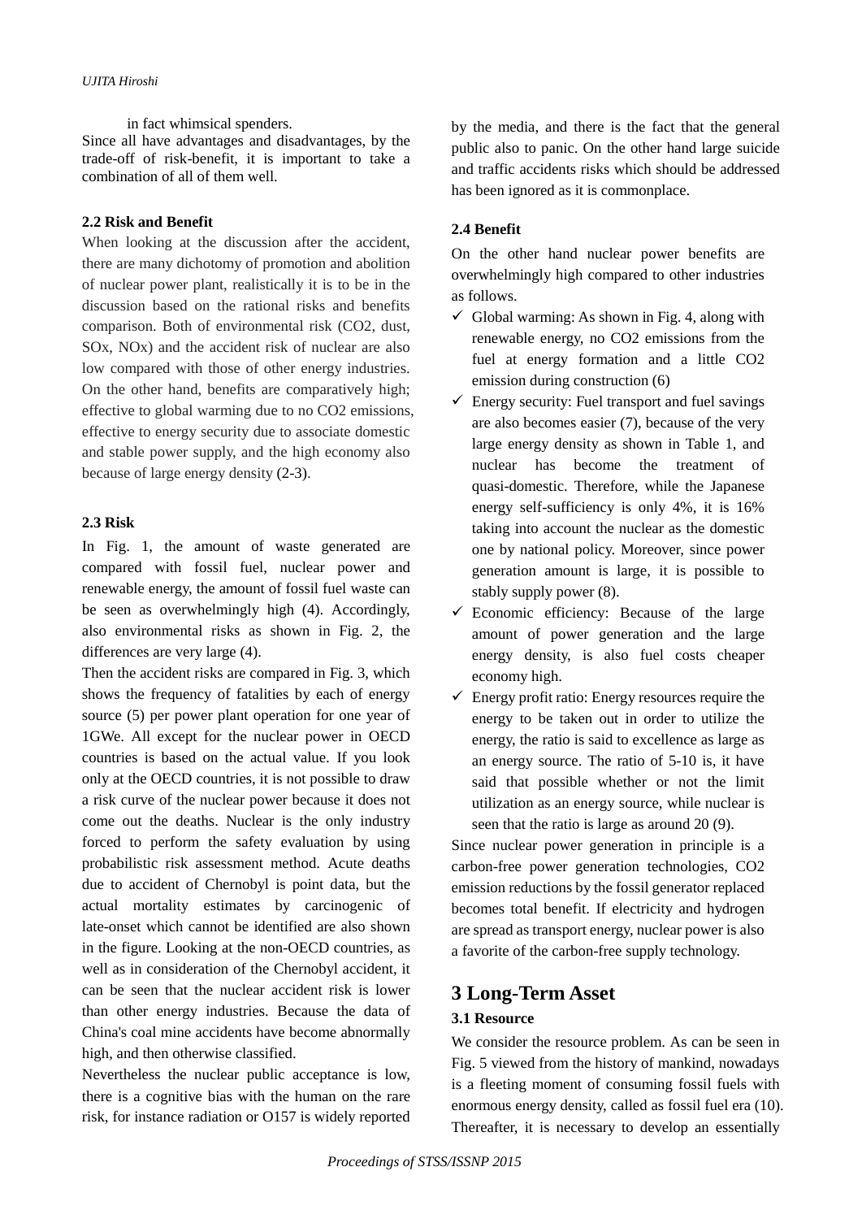in fact whimsical spenders.

Since all have advantages and disadvantages, by the trade-off of risk-benefit, it is important to take a combination of all of them well.

**2.2 Risk and Benefit**

When looking at the discussion after the accident, there are many dichotomy of promotion and abolition of nuclear power plant, realistically it is to be in the discussion based on the rational risks and benefits comparison. Both of environmental risk ($CO_2$, dust, $SO_x$, $NO_x$) and the accident risk of nuclear are also low compared with those of other energy industries. On the other hand, benefits are comparatively high; effective to global warming due to no $CO_2$ emissions, effective to energy security due to associate domestic and stable power supply, and the high economy also because of large energy density (2-3).

**2.3 Risk**

In Fig. 1, the amount of waste generated are compared with fossil fuel, nuclear power and renewable energy, the amount of fossil fuel waste can be seen as overwhelmingly high (4). Accordingly, also environmental risks as shown in Fig. 2, the differences are very large (4).

Then the accident risks are compared in Fig. 3, which shows the frequency of fatalities by each of energy source (5) per power plant operation for one year of 1GWe. All except for the nuclear power in OECD countries is based on the actual value. If you look only at the OECD countries, it is not possible to draw a risk curve of the nuclear power because it does not come out the deaths. Nuclear is the only industry forced to perform the safety evaluation by using probabilistic risk assessment method. Acute deaths due to accident of Chernobyl is point data, but the actual mortality estimates by carcinogenic of late-onset which cannot be identified are also shown in the figure. Looking at the non-OECD countries, as well as in consideration of the Chernobyl accident, it can be seen that the nuclear accident risk is lower than other energy industries. Because the data of China's coal mine accidents have become abnormally high, and then otherwise classified.

Nevertheless the nuclear public acceptance is low, there is a cognitive bias with the human on the rare risk, for instance radiation or O157 is widely reported by the media, and there is the fact that the general public also to panic. On the other hand large suicide and traffic accidents risks which should be addressed has been ignored as it is commonplace.

**2.4 Benefit**

On the other hand nuclear power benefits are overwhelmingly high compared to other industries as follows.

- ✓ Global warming: As shown in Fig. 4, along with renewable energy, no $CO_2$ emissions from the fuel at energy formation and a little $CO_2$ emission during construction (6)
- ✓ Energy security: Fuel transport and fuel savings are also becomes easier (7), because of the very large energy density as shown in Table 1, and nuclear has become the treatment of quasi-domestic. Therefore, while the Japanese energy self-sufficiency is only 4%, it is 16% taking into account the nuclear as the domestic one by national policy. Moreover, since power generation amount is large, it is possible to stably supply power (8).
- ✓ Economic efficiency: Because of the large amount of power generation and the large energy density, is also fuel costs cheaper economy high.
- ✓ Energy profit ratio: Energy resources require the energy to be taken out in order to utilize the energy, the ratio is said to excellence as large as an energy source. The ratio of 5-10 is, it have said that possible whether or not the limit utilization as an energy source, while nuclear is seen that the ratio is large as around 20 (9).

Since nuclear power generation in principle is a carbon-free power generation technologies, $CO_2$ emission reductions by the fossil generator replaced becomes total benefit. If electricity and hydrogen are spread as transport energy, nuclear power is also a favorite of the carbon-free supply technology.

## 3 Long-Term Asset

**3.1 Resource**

We consider the resource problem. As can be seen in Fig. 5 viewed from the history of mankind, nowadays is a fleeting moment of consuming fossil fuels with enormous energy density, called as fossil fuel era (10). Thereafter, it is necessary to develop an essentially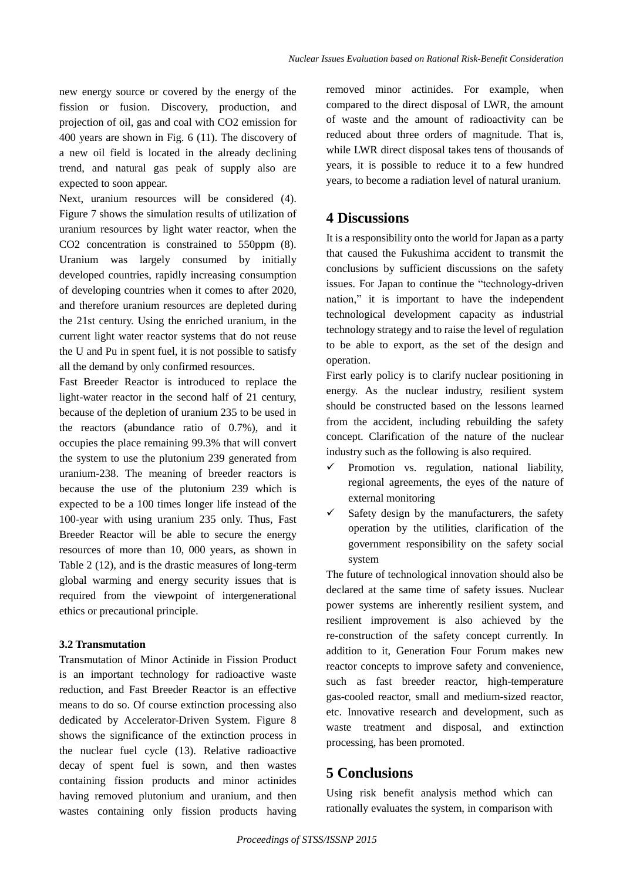new energy source or covered by the energy of the fission or fusion. Discovery, production, and projection of oil, gas and coal with CO2 emission for 400 years are shown in Fig. 6 (11). The discovery of a new oil field is located in the already declining trend, and natural gas peak of supply also are expected to soon appear.

Next, uranium resources will be considered (4). Figure 7 shows the simulation results of utilization of uranium resources by light water reactor, when the CO2 concentration is constrained to 550ppm (8). Uranium was largely consumed by initially developed countries, rapidly increasing consumption of developing countries when it comes to after 2020, and therefore uranium resources are depleted during the 21st century. Using the enriched uranium, in the current light water reactor systems that do not reuse the U and Pu in spent fuel, it is not possible to satisfy all the demand by only confirmed resources.

Fast Breeder Reactor is introduced to replace the light-water reactor in the second half of 21 century, because of the depletion of uranium 235 to be used in the reactors (abundance ratio of 0.7%), and it occupies the place remaining 99.3% that will convert the system to use the plutonium 239 generated from uranium-238. The meaning of breeder reactors is because the use of the plutonium 239 which is expected to be a 100 times longer life instead of the 100-year with using uranium 235 only. Thus, Fast Breeder Reactor will be able to secure the energy resources of more than 10, 000 years, as shown in Table 2 (12), and is the drastic measures of long-term global warming and energy security issues that is required from the viewpoint of intergenerational ethics or precautional principle.

### 3.2 Transmutation

Transmutation of Minor Actinide in Fission Product is an important technology for radioactive waste reduction, and Fast Breeder Reactor is an effective means to do so. Of course extinction processing also dedicated by Accelerator-Driven System. Figure 8 shows the significance of the extinction process in the nuclear fuel cycle (13). Relative radioactive decay of spent fuel is sown, and then wastes containing fission products and minor actinides having removed plutonium and uranium, and then wastes containing only fission products having removed minor actinides. For example, when compared to the direct disposal of LWR, the amount of waste and the amount of radioactivity can be reduced about three orders of magnitude. That is, while LWR direct disposal takes tens of thousands of years, it is possible to reduce it to a few hundred years, to become a radiation level of natural uranium.

## 4 Discussions

It is a responsibility onto the world for Japan as a party that caused the Fukushima accident to transmit the conclusions by sufficient discussions on the safety issues. For Japan to continue the "technology-driven nation," it is important to have the independent technological development capacity as industrial technology strategy and to raise the level of regulation to be able to export, as the set of the design and operation.

First early policy is to clarify nuclear positioning in energy. As the nuclear industry, resilient system should be constructed based on the lessons learned from the accident, including rebuilding the safety concept. Clarification of the nature of the nuclear industry such as the following is also required.

- ✓ Promotion vs. regulation, national liability, regional agreements, the eyes of the nature of external monitoring
- ✓ Safety design by the manufacturers, the safety operation by the utilities, clarification of the government responsibility on the safety social system

The future of technological innovation should also be declared at the same time of safety issues. Nuclear power systems are inherently resilient system, and resilient improvement is also achieved by the re-construction of the safety concept currently. In addition to it, Generation Four Forum makes new reactor concepts to improve safety and convenience, such as fast breeder reactor, high-temperature gas-cooled reactor, small and medium-sized reactor, etc. Innovative research and development, such as waste treatment and disposal, and extinction processing, has been promoted.

## 5 Conclusions

Using risk benefit analysis method which can rationally evaluates the system, in comparison with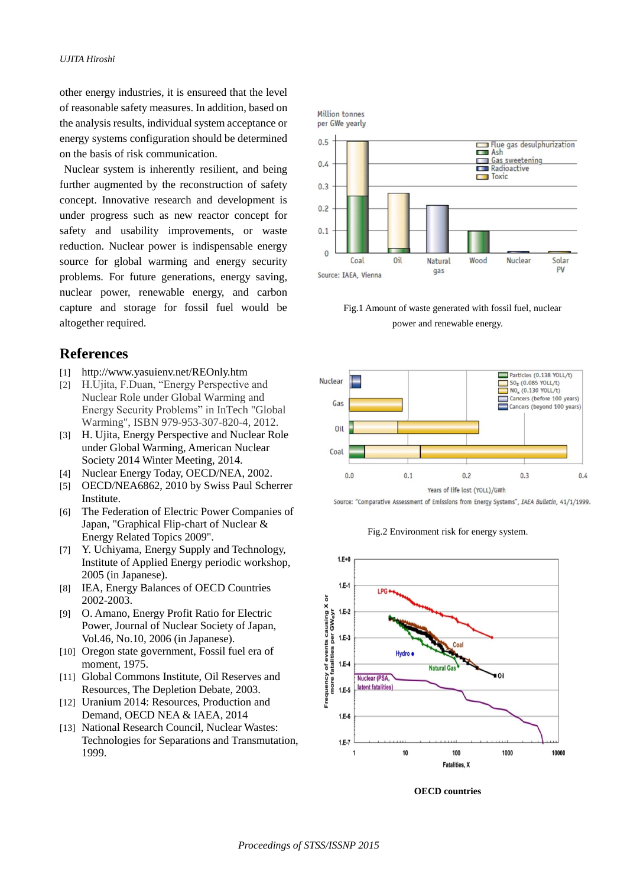other energy industries, it is ensureed that the level of reasonable safety measures. In addition, based on the analysis results, individual system acceptance or energy systems configuration should be determined on the basis of risk communication.

Nuclear system is inherently resilient, and being further augmented by the reconstruction of safety concept. Innovative research and development is under progress such as new reactor concept for safety and usability improvements, or waste reduction. Nuclear power is indispensable energy source for global warming and energy security problems. For future generations, energy saving, nuclear power, renewable energy, and carbon capture and storage for fossil fuel would be altogether required.

## References

[1] http://www.yasuienv.net/REOnly.htm

[2] H.Ujita, F.Duan, "Energy Perspective and Nuclear Role under Global Warming and Energy Security Problems" in InTech "Global Warming", ISBN 979-953-307-820-4, 2012.

[3] H. Ujita, Energy Perspective and Nuclear Role under Global Warming, American Nuclear Society 2014 Winter Meeting, 2014.

[4] Nuclear Energy Today, OECD/NEA, 2002.

[5] OECD/NEA6862, 2010 by Swiss Paul Scherrer Institute.

[6] The Federation of Electric Power Companies of Japan, "Graphical Flip-chart of Nuclear & Energy Related Topics 2009".

[7] Y. Uchiyama, Energy Supply and Technology, Institute of Applied Energy periodic workshop, 2005 (in Japanese).

[8] IEA, Energy Balances of OECD Countries 2002-2003.

[9] O. Amano, Energy Profit Ratio for Electric Power, Journal of Nuclear Society of Japan, Vol.46, No.10, 2006 (in Japanese).

[10] Oregon state government, Fossil fuel era of moment, 1975.

[11] Global Commons Institute, Oil Reserves and Resources, The Depletion Debate, 2003.

[12] Uranium 2014: Resources, Production and Demand, OECD NEA & IAEA, 2014

[13] National Research Council, Nuclear Wastes: Technologies for Separations and Transmutation, 1999.

Fig.1 Amount of waste generated with fossil fuel, nuclear power and renewable energy.

Fig.2 Environment risk for energy system.

**OECD countries**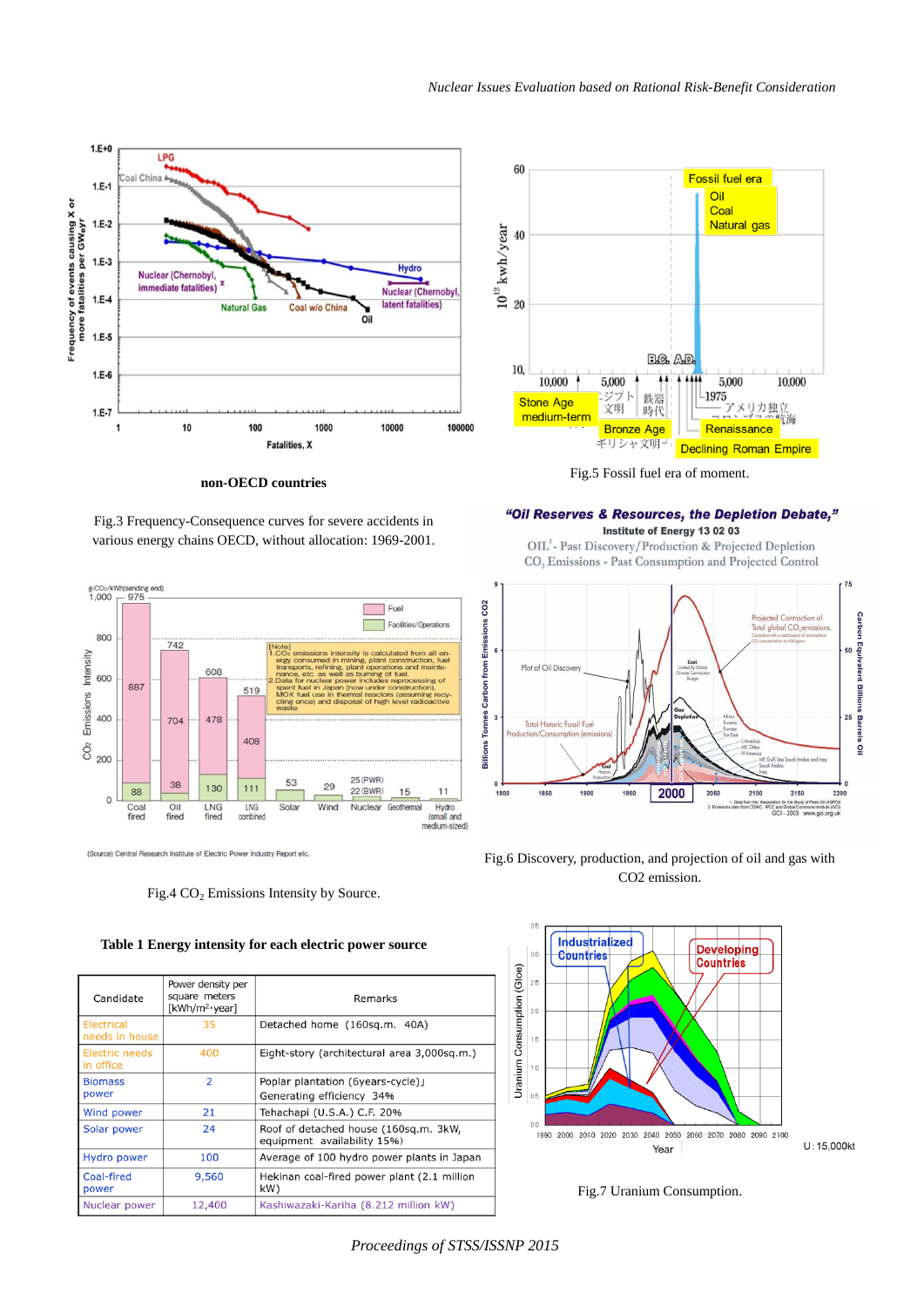non-OECD countries

Fig.3 Frequency-Consequence curves for severe accidents in various energy chains OECD, without allocation: 1969-2001.

Fig.5 Fossil fuel era of moment.

Fig.4 $CO_2$ Emissions Intensity by Source.

Fig.6 Discovery, production, and projection of oil and gas with CO2 emission.

**Table 1 Energy intensity for each electric power source**

| Candidate | Power density per square meters [kWh/m²·year] | Remarks |
|---|---|---|
| Electrical needs in house | 35 | Detached home (160sq.m. 40A) |
| Electric needs in office | 400 | Eight-story (architectural area 3,000sq.m.) |
| Biomass power | 2 | Poplar plantation (6years-cycle)」 Generating efficiency 34% |
| Wind power | 21 | Tehachapi (U.S.A.) C.F. 20% |
| Solar power | 24 | Roof of detached house (160sq.m. 3kW, equipment availability 15%) |
| Hydro power | 100 | Average of 100 hydro power plants in Japan |
| Coal-fired power | 9,560 | Hekinan coal-fired power plant (2.1 million kW) |
| Nuclear power | 12,400 | Kashiwazaki-Kariha (8.212 million kW) |

Fig.7 Uranium Consumption.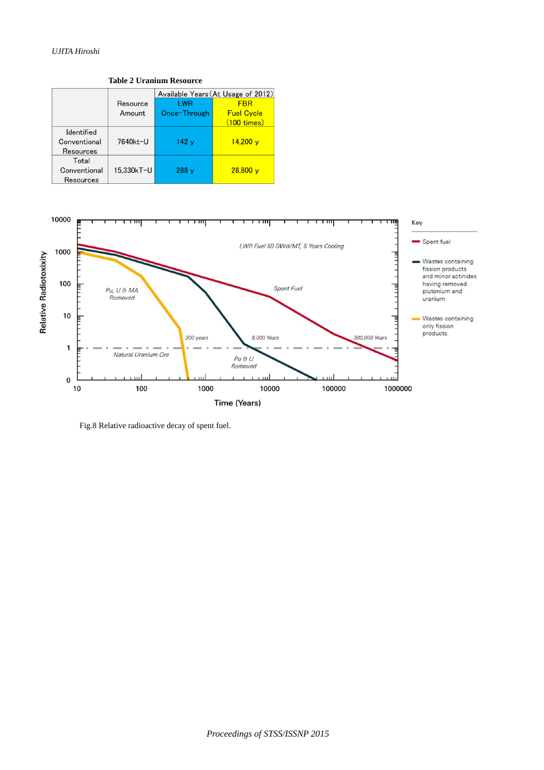**Table 2 Uranium Resource**

| | Resource Amount | Available Years (At Usage of 2012) | |
|---|---|---|---|
| | | LWR Once-Through | FBR Fuel Cycle (100 times) |
| Identified Conventional Resources | 7640kt-U | 142 y | 14,200 y |
| Total Conventional Resources | 15,330kT-U | 288 y | 28,800 y |

Relative Radiotoxixity

10000
1000
100
10
1
0

Time (Years)

10
100
1000
10000
100000
1000000

LWR Fuel 50 GWd/MT, 5 Years Cooling

Spent Fuel

Pu, U & MA Removed

300 years

9,000 Years

300,000 Years

Natural Uranium Ore

Pu & U Removed

Key

Spent fuel

Wastes containing fission products and minor actinides having removed plutonium and uranium

Wastes containing only fission products.

Fig.8 Relative radioactive decay of spent fuel.